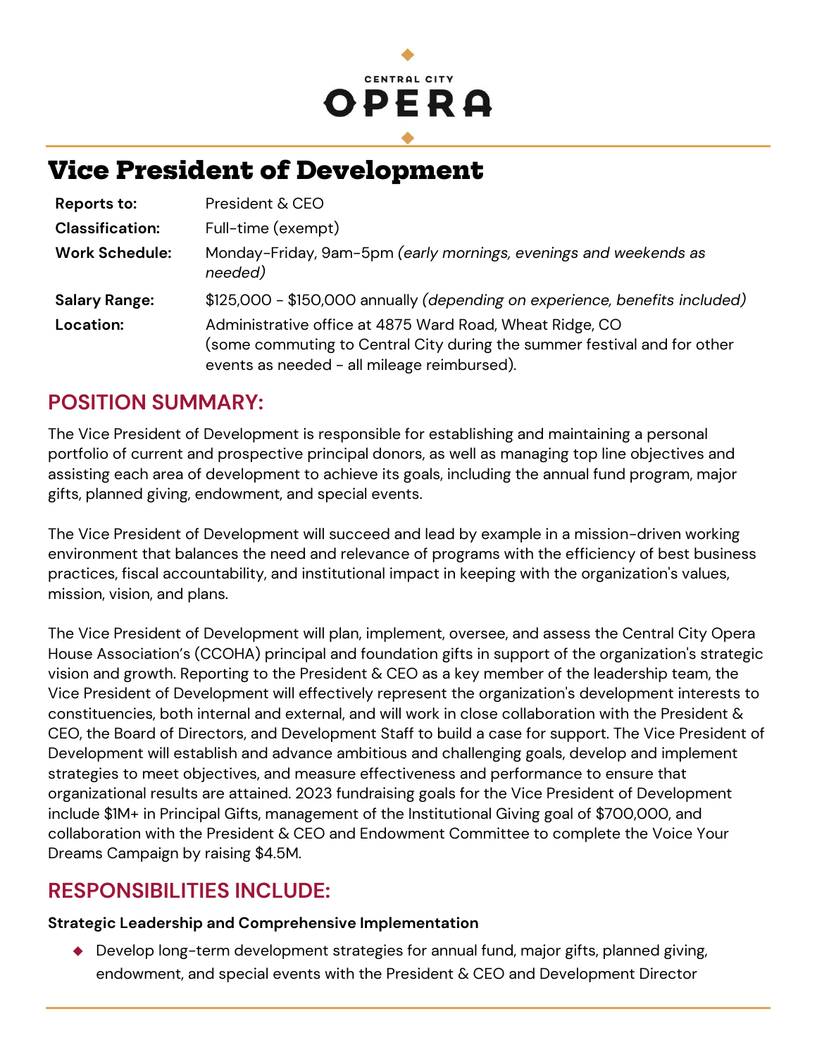CENTRAL CITY

OPERA

# Vice President of Development

| | |
|---|---|
| **Reports to:** | President & CEO |
| **Classification:** | Full-time (exempt) |
| **Work Schedule:** | Monday-Friday, 9am-5pm *(early mornings, evenings and weekends as needed)* |
| **Salary Range:** | $125,000 - $150,000 annually *(depending on experience, benefits included)* |
| **Location:** | Administrative office at 4875 Ward Road, Wheat Ridge, CO (some commuting to Central City during the summer festival and for other events as needed - all mileage reimbursed). |

## POSITION SUMMARY:

The Vice President of Development is responsible for establishing and maintaining a personal portfolio of current and prospective principal donors, as well as managing top line objectives and assisting each area of development to achieve its goals, including the annual fund program, major gifts, planned giving, endowment, and special events.

The Vice President of Development will succeed and lead by example in a mission-driven working environment that balances the need and relevance of programs with the efficiency of best business practices, fiscal accountability, and institutional impact in keeping with the organization's values, mission, vision, and plans.

The Vice President of Development will plan, implement, oversee, and assess the Central City Opera House Association's (CCOHA) principal and foundation gifts in support of the organization's strategic vision and growth. Reporting to the President & CEO as a key member of the leadership team, the Vice President of Development will effectively represent the organization's development interests to constituencies, both internal and external, and will work in close collaboration with the President & CEO, the Board of Directors, and Development Staff to build a case for support. The Vice President of Development will establish and advance ambitious and challenging goals, develop and implement strategies to meet objectives, and measure effectiveness and performance to ensure that organizational results are attained. 2023 fundraising goals for the Vice President of Development include $1M+ in Principal Gifts, management of the Institutional Giving goal of $700,000, and collaboration with the President & CEO and Endowment Committee to complete the Voice Your Dreams Campaign by raising $4.5M.

## RESPONSIBILITIES INCLUDE:

### Strategic Leadership and Comprehensive Implementation

- Develop long-term development strategies for annual fund, major gifts, planned giving, endowment, and special events with the President & CEO and Development Director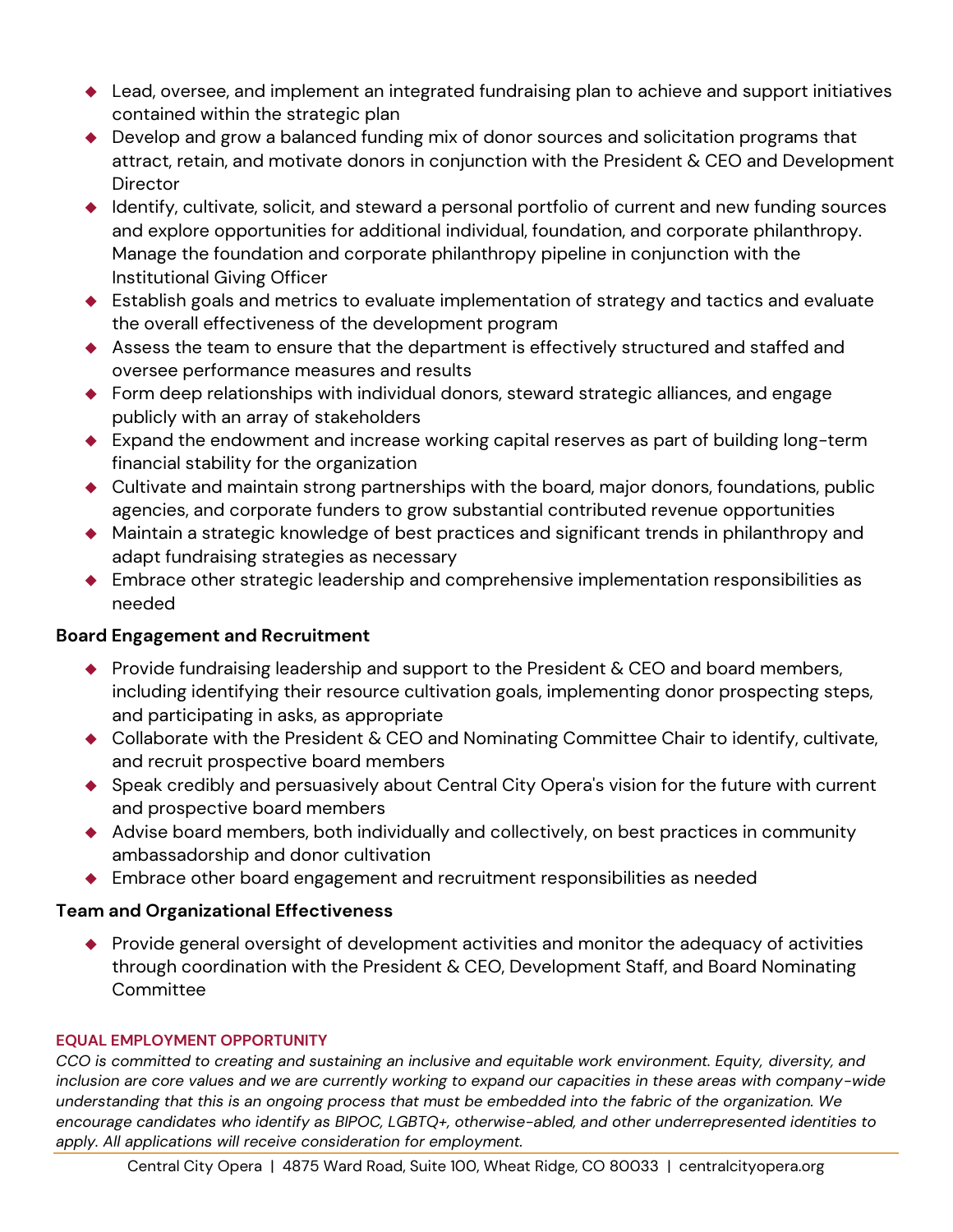- Lead, oversee, and implement an integrated fundraising plan to achieve and support initiatives contained within the strategic plan
- Develop and grow a balanced funding mix of donor sources and solicitation programs that attract, retain, and motivate donors in conjunction with the President & CEO and Development Director
- Identify, cultivate, solicit, and steward a personal portfolio of current and new funding sources and explore opportunities for additional individual, foundation, and corporate philanthropy. Manage the foundation and corporate philanthropy pipeline in conjunction with the Institutional Giving Officer
- Establish goals and metrics to evaluate implementation of strategy and tactics and evaluate the overall effectiveness of the development program
- Assess the team to ensure that the department is effectively structured and staffed and oversee performance measures and results
- Form deep relationships with individual donors, steward strategic alliances, and engage publicly with an array of stakeholders
- Expand the endowment and increase working capital reserves as part of building long-term financial stability for the organization
- Cultivate and maintain strong partnerships with the board, major donors, foundations, public agencies, and corporate funders to grow substantial contributed revenue opportunities
- Maintain a strategic knowledge of best practices and significant trends in philanthropy and adapt fundraising strategies as necessary
- Embrace other strategic leadership and comprehensive implementation responsibilities as needed

**Board Engagement and Recruitment**

- Provide fundraising leadership and support to the President & CEO and board members, including identifying their resource cultivation goals, implementing donor prospecting steps, and participating in asks, as appropriate
- Collaborate with the President & CEO and Nominating Committee Chair to identify, cultivate, and recruit prospective board members
- Speak credibly and persuasively about Central City Opera's vision for the future with current and prospective board members
- Advise board members, both individually and collectively, on best practices in community ambassadorship and donor cultivation
- Embrace other board engagement and recruitment responsibilities as needed

**Team and Organizational Effectiveness**

- Provide general oversight of development activities and monitor the adequacy of activities through coordination with the President & CEO, Development Staff, and Board Nominating Committee

**EQUAL EMPLOYMENT OPPORTUNITY**

*CCO is committed to creating and sustaining an inclusive and equitable work environment. Equity, diversity, and inclusion are core values and we are currently working to expand our capacities in these areas with company-wide understanding that this is an ongoing process that must be embedded into the fabric of the organization. We encourage candidates who identify as BIPOC, LGBTQ+, otherwise-abled, and other underrepresented identities to apply. All applications will receive consideration for employment.*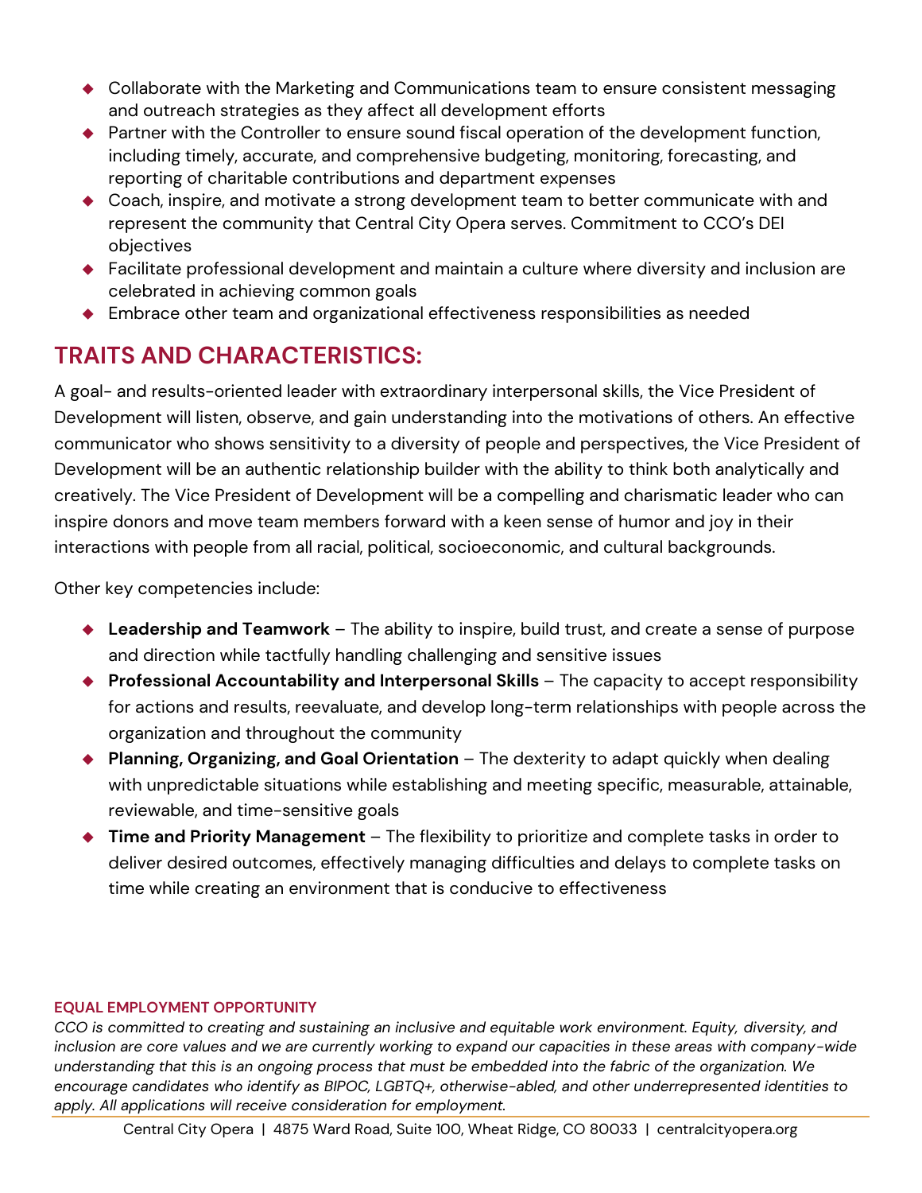- Collaborate with the Marketing and Communications team to ensure consistent messaging and outreach strategies as they affect all development efforts
- Partner with the Controller to ensure sound fiscal operation of the development function, including timely, accurate, and comprehensive budgeting, monitoring, forecasting, and reporting of charitable contributions and department expenses
- Coach, inspire, and motivate a strong development team to better communicate with and represent the community that Central City Opera serves. Commitment to CCO's DEI objectives
- Facilitate professional development and maintain a culture where diversity and inclusion are celebrated in achieving common goals
- Embrace other team and organizational effectiveness responsibilities as needed

## TRAITS AND CHARACTERISTICS:

A goal- and results-oriented leader with extraordinary interpersonal skills, the Vice President of Development will listen, observe, and gain understanding into the motivations of others. An effective communicator who shows sensitivity to a diversity of people and perspectives, the Vice President of Development will be an authentic relationship builder with the ability to think both analytically and creatively. The Vice President of Development will be a compelling and charismatic leader who can inspire donors and move team members forward with a keen sense of humor and joy in their interactions with people from all racial, political, socioeconomic, and cultural backgrounds.

Other key competencies include:

- **Leadership and Teamwork** – The ability to inspire, build trust, and create a sense of purpose and direction while tactfully handling challenging and sensitive issues
- **Professional Accountability and Interpersonal Skills** – The capacity to accept responsibility for actions and results, reevaluate, and develop long-term relationships with people across the organization and throughout the community
- **Planning, Organizing, and Goal Orientation** – The dexterity to adapt quickly when dealing with unpredictable situations while establishing and meeting specific, measurable, attainable, reviewable, and time-sensitive goals
- **Time and Priority Management** – The flexibility to prioritize and complete tasks in order to deliver desired outcomes, effectively managing difficulties and delays to complete tasks on time while creating an environment that is conducive to effectiveness

**EQUAL EMPLOYMENT OPPORTUNITY**

*CCO is committed to creating and sustaining an inclusive and equitable work environment. Equity, diversity, and inclusion are core values and we are currently working to expand our capacities in these areas with company-wide understanding that this is an ongoing process that must be embedded into the fabric of the organization. We encourage candidates who identify as BIPOC, LGBTQ+, otherwise-abled, and other underrepresented identities to apply. All applications will receive consideration for employment.*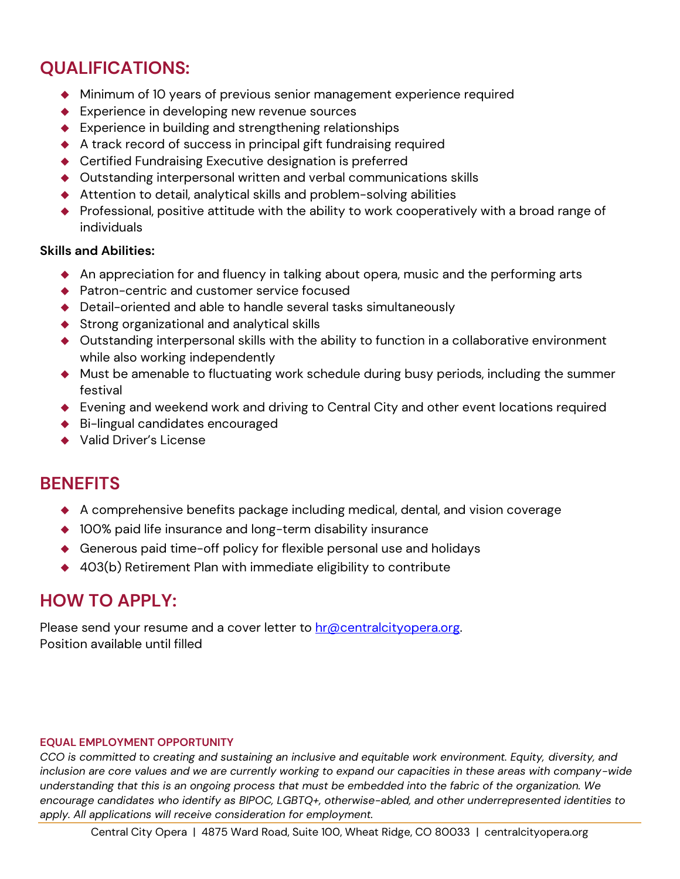## QUALIFICATIONS:

- Minimum of 10 years of previous senior management experience required
- Experience in developing new revenue sources
- Experience in building and strengthening relationships
- A track record of success in principal gift fundraising required
- Certified Fundraising Executive designation is preferred
- Outstanding interpersonal written and verbal communications skills
- Attention to detail, analytical skills and problem-solving abilities
- Professional, positive attitude with the ability to work cooperatively with a broad range of individuals

**Skills and Abilities:**

- An appreciation for and fluency in talking about opera, music and the performing arts
- Patron-centric and customer service focused
- Detail-oriented and able to handle several tasks simultaneously
- Strong organizational and analytical skills
- Outstanding interpersonal skills with the ability to function in a collaborative environment while also working independently
- Must be amenable to fluctuating work schedule during busy periods, including the summer festival
- Evening and weekend work and driving to Central City and other event locations required
- Bi-lingual candidates encouraged
- Valid Driver's License

## BENEFITS

- A comprehensive benefits package including medical, dental, and vision coverage
- 100% paid life insurance and long-term disability insurance
- Generous paid time-off policy for flexible personal use and holidays
- 403(b) Retirement Plan with immediate eligibility to contribute

## HOW TO APPLY:

Please send your resume and a cover letter to hr@centralcityopera.org.
Position available until filled

**EQUAL EMPLOYMENT OPPORTUNITY**

*CCO is committed to creating and sustaining an inclusive and equitable work environment. Equity, diversity, and inclusion are core values and we are currently working to expand our capacities in these areas with company-wide understanding that this is an ongoing process that must be embedded into the fabric of the organization. We encourage candidates who identify as BIPOC, LGBTQ+, otherwise-abled, and other underrepresented identities to apply. All applications will receive consideration for employment.*

Central City Opera | 4875 Ward Road, Suite 100, Wheat Ridge, CO 80033 | centralcityopera.org